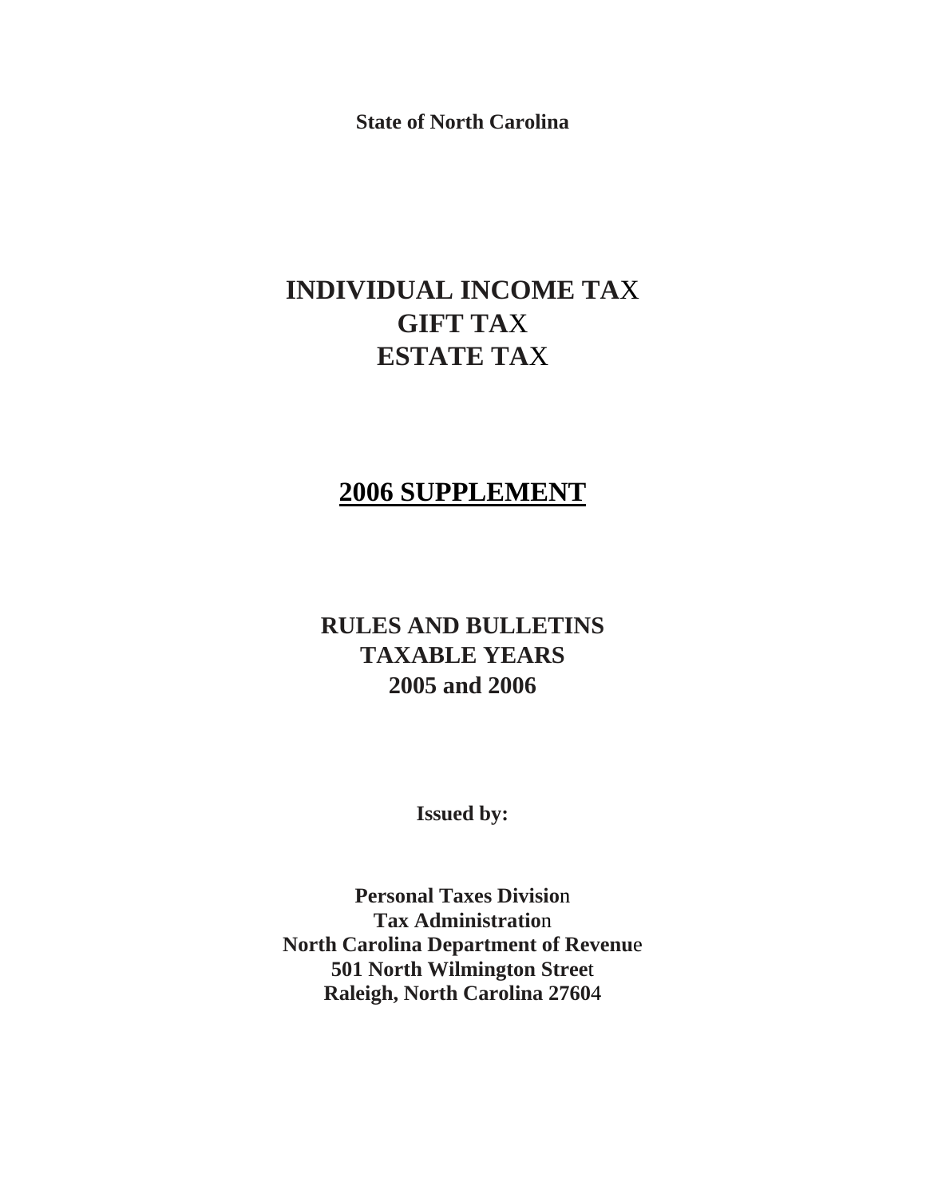**State of North Carolina**

# INDIVIDUAL INCOME TAX
# GIFT TAX
# ESTATE TAX

## 2006 SUPPLEMENT

## RULES AND BULLETINS
## TAXABLE YEARS
## 2005 and 2006

**Issued by:**

**Personal Taxes Division**
**Tax Administration**
**North Carolina Department of Revenue**
**501 North Wilmington Street**
**Raleigh, North Carolina 27604**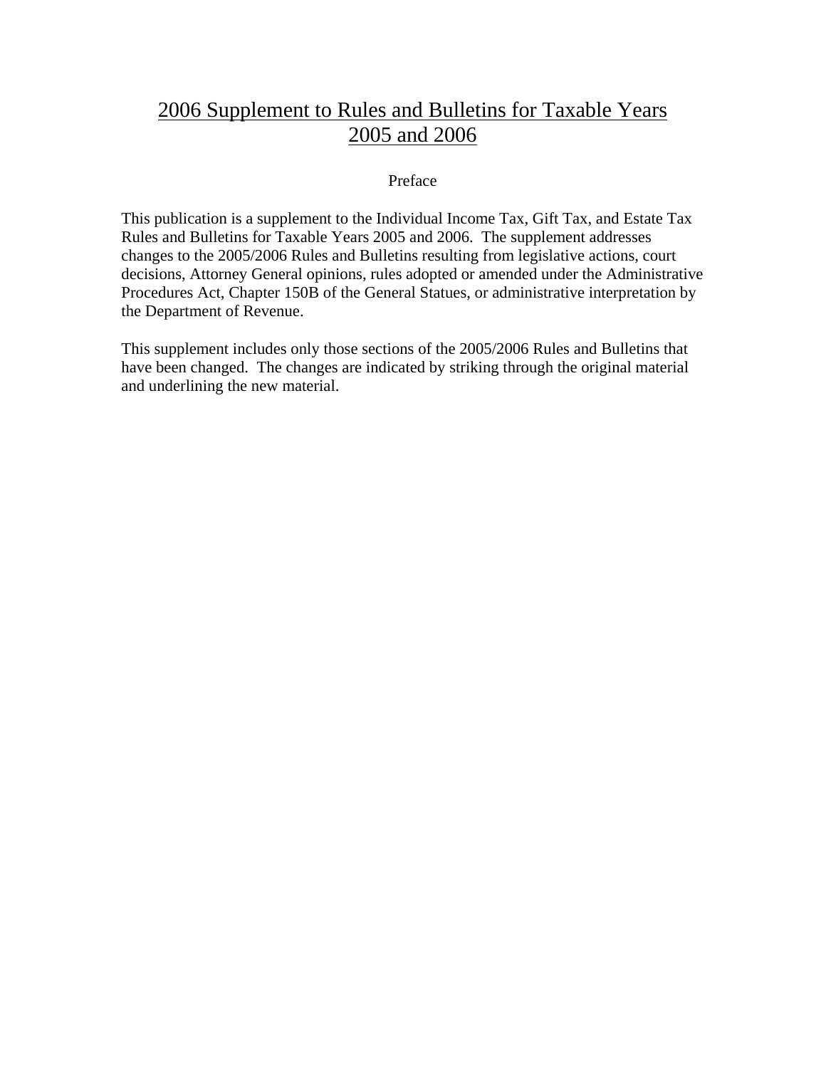# 2006 Supplement to Rules and Bulletins for Taxable Years 2005 and 2006

Preface

This publication is a supplement to the Individual Income Tax, Gift Tax, and Estate Tax Rules and Bulletins for Taxable Years 2005 and 2006. The supplement addresses changes to the 2005/2006 Rules and Bulletins resulting from legislative actions, court decisions, Attorney General opinions, rules adopted or amended under the Administrative Procedures Act, Chapter 150B of the General Statues, or administrative interpretation by the Department of Revenue.

This supplement includes only those sections of the 2005/2006 Rules and Bulletins that have been changed. The changes are indicated by striking through the original material and underlining the new material.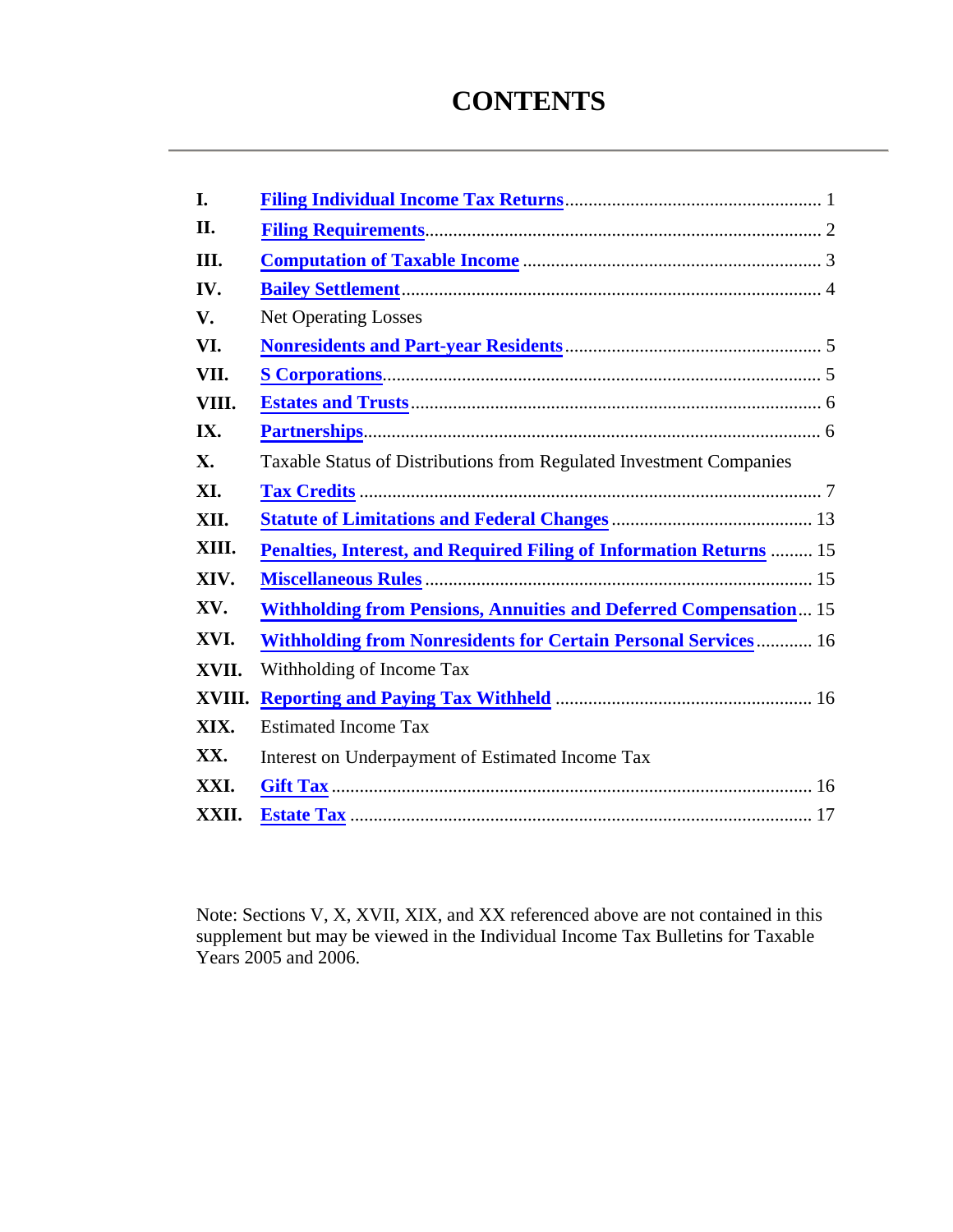# CONTENTS

| | | |
|---|---|---|
| **I.** | **Filing Individual Income Tax Returns** | 1 |
| **II.** | **Filing Requirements** | 2 |
| **III.** | **Computation of Taxable Income** | 3 |
| **IV.** | **Bailey Settlement** | 4 |
| **V.** | Net Operating Losses | |
| **VI.** | **Nonresidents and Part-year Residents** | 5 |
| **VII.** | **S Corporations** | 5 |
| **VIII.** | **Estates and Trusts** | 6 |
| **IX.** | **Partnerships** | 6 |
| **X.** | Taxable Status of Distributions from Regulated Investment Companies | |
| **XI.** | **Tax Credits** | 7 |
| **XII.** | **Statute of Limitations and Federal Changes** | 13 |
| **XIII.** | **Penalties, Interest, and Required Filing of Information Returns** | 15 |
| **XIV.** | **Miscellaneous Rules** | 15 |
| **XV.** | **Withholding from Pensions, Annuities and Deferred Compensation** | 15 |
| **XVI.** | **Withholding from Nonresidents for Certain Personal Services** | 16 |
| **XVII.** | Withholding of Income Tax | |
| **XVIII.** | **Reporting and Paying Tax Withheld** | 16 |
| **XIX.** | Estimated Income Tax | |
| **XX.** | Interest on Underpayment of Estimated Income Tax | |
| **XXI.** | **Gift Tax** | 16 |
| **XXII.** | **Estate Tax** | 17 |

Note: Sections V, X, XVII, XIX, and XX referenced above are not contained in this supplement but may be viewed in the Individual Income Tax Bulletins for Taxable Years 2005 and 2006.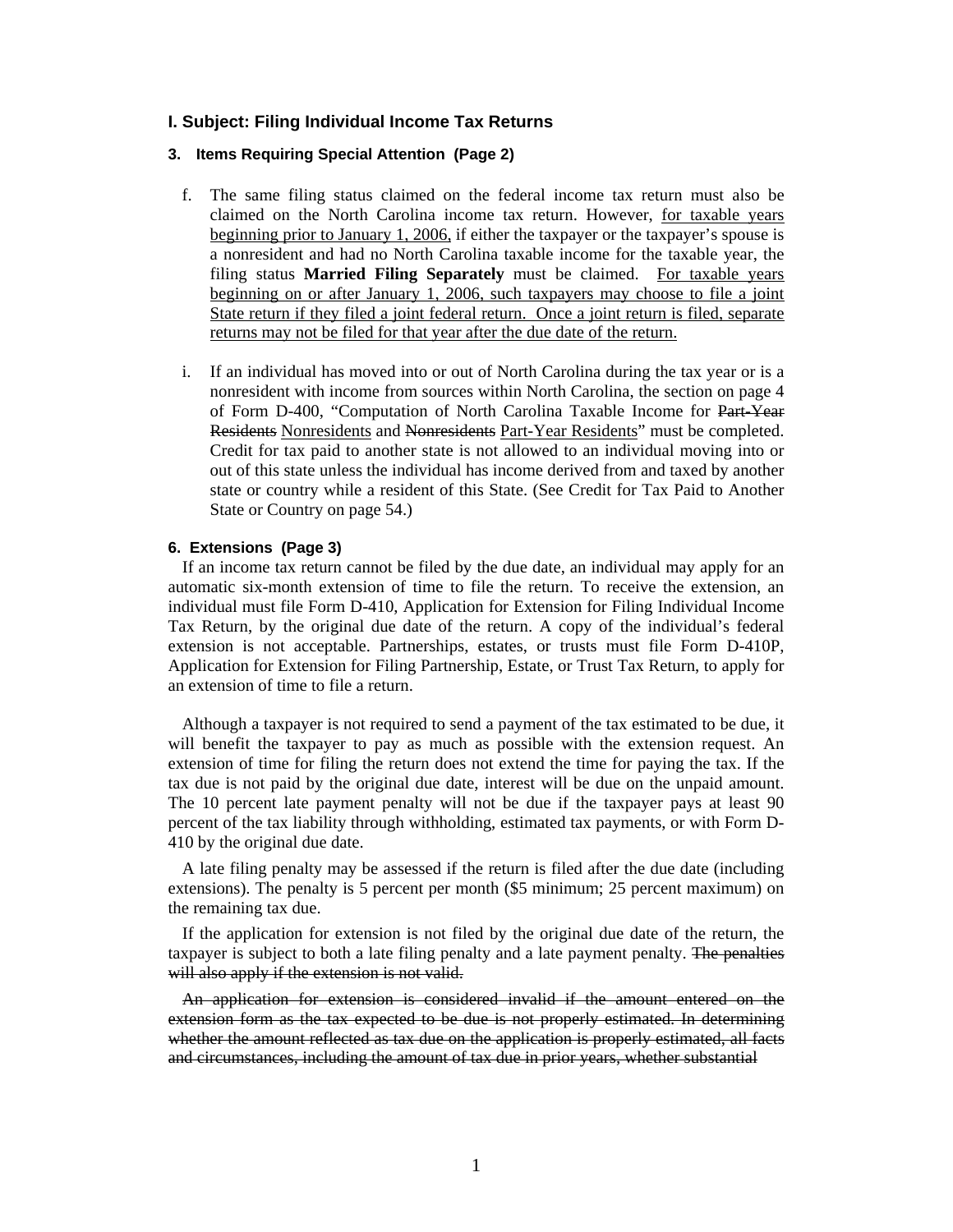## I. Subject: Filing Individual Income Tax Returns

### 3. Items Requiring Special Attention (Page 2)

f. The same filing status claimed on the federal income tax return must also be claimed on the North Carolina income tax return. However, <u>for taxable years beginning prior to January 1, 2006,</u> if either the taxpayer or the taxpayer's spouse is a nonresident and had no North Carolina taxable income for the taxable year, the filing status **Married Filing Separately** must be claimed. <u>For taxable years beginning on or after January 1, 2006, such taxpayers may choose to file a joint State return if they filed a joint federal return. Once a joint return is filed, separate returns may not be filed for that year after the due date of the return.</u>

i. If an individual has moved into or out of North Carolina during the tax year or is a nonresident with income from sources within North Carolina, the section on page 4 of Form D-400, "Computation of North Carolina Taxable Income for ~~Part-Year Residents~~ <u>Nonresidents</u> and ~~Nonresidents~~ <u>Part-Year Residents</u>" must be completed. Credit for tax paid to another state is not allowed to an individual moving into or out of this state unless the individual has income derived from and taxed by another state or country while a resident of this State. (See Credit for Tax Paid to Another State or Country on page 54.)

### 6. Extensions (Page 3)

If an income tax return cannot be filed by the due date, an individual may apply for an automatic six-month extension of time to file the return. To receive the extension, an individual must file Form D-410, Application for Extension for Filing Individual Income Tax Return, by the original due date of the return. A copy of the individual's federal extension is not acceptable. Partnerships, estates, or trusts must file Form D-410P, Application for Extension for Filing Partnership, Estate, or Trust Tax Return, to apply for an extension of time to file a return.

Although a taxpayer is not required to send a payment of the tax estimated to be due, it will benefit the taxpayer to pay as much as possible with the extension request. An extension of time for filing the return does not extend the time for paying the tax. If the tax due is not paid by the original due date, interest will be due on the unpaid amount. The 10 percent late payment penalty will not be due if the taxpayer pays at least 90 percent of the tax liability through withholding, estimated tax payments, or with Form D-410 by the original due date.

A late filing penalty may be assessed if the return is filed after the due date (including extensions). The penalty is 5 percent per month ($5 minimum; 25 percent maximum) on the remaining tax due.

If the application for extension is not filed by the original due date of the return, the taxpayer is subject to both a late filing penalty and a late payment penalty. ~~The penalties will also apply if the extension is not valid.~~

~~An application for extension is considered invalid if the amount entered on the extension form as the tax expected to be due is not properly estimated. In determining whether the amount reflected as tax due on the application is properly estimated, all facts and circumstances, including the amount of tax due in prior years, whether substantial~~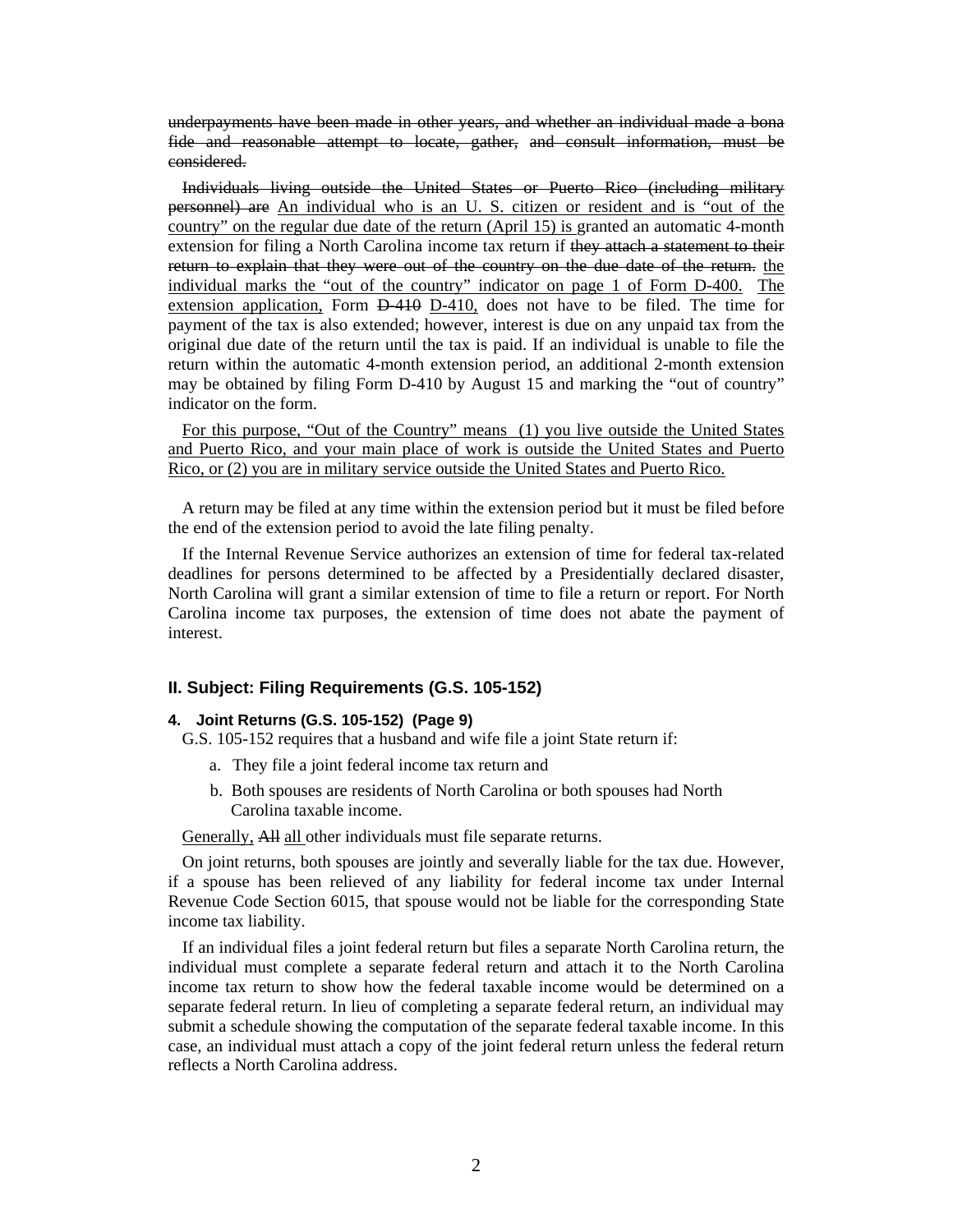~~underpayments have been made in other years, and whether an individual made a bona fide and reasonable attempt to locate, gather, and consult information, must be considered.~~

~~Individuals living outside the United States or Puerto Rico (including military personnel) are~~ <u>An individual who is an U. S. citizen or resident and is "out of the country" on the regular due date of the return (April 15) is</u> granted an automatic 4-month extension for filing a North Carolina income tax return if ~~they attach a statement to their return to explain that they were out of the country on the due date of the return.~~ <u>the individual marks the "out of the country" indicator on page 1 of Form D-400.</u> <u>The extension application,</u> Form ~~D-410~~ <u>D-410,</u> does not have to be filed. The time for payment of the tax is also extended; however, interest is due on any unpaid tax from the original due date of the return until the tax is paid. If an individual is unable to file the return within the automatic 4-month extension period, an additional 2-month extension may be obtained by filing Form D-410 by August 15 and marking the "out of country" indicator on the form.

<u>For this purpose, "Out of the Country" means (1) you live outside the United States and Puerto Rico, and your main place of work is outside the United States and Puerto Rico, or (2) you are in military service outside the United States and Puerto Rico.</u>

A return may be filed at any time within the extension period but it must be filed before the end of the extension period to avoid the late filing penalty.

If the Internal Revenue Service authorizes an extension of time for federal tax-related deadlines for persons determined to be affected by a Presidentially declared disaster, North Carolina will grant a similar extension of time to file a return or report. For North Carolina income tax purposes, the extension of time does not abate the payment of interest.

## II. Subject: Filing Requirements (G.S. 105-152)

### 4. Joint Returns (G.S. 105-152) (Page 9)

G.S. 105-152 requires that a husband and wife file a joint State return if:

a. They file a joint federal income tax return and

b. Both spouses are residents of North Carolina or both spouses had North Carolina taxable income.

<u>Generally,</u> ~~All~~ <u>all</u> other individuals must file separate returns.

On joint returns, both spouses are jointly and severally liable for the tax due. However, if a spouse has been relieved of any liability for federal income tax under Internal Revenue Code Section 6015, that spouse would not be liable for the corresponding State income tax liability.

If an individual files a joint federal return but files a separate North Carolina return, the individual must complete a separate federal return and attach it to the North Carolina income tax return to show how the federal taxable income would be determined on a separate federal return. In lieu of completing a separate federal return, an individual may submit a schedule showing the computation of the separate federal taxable income. In this case, an individual must attach a copy of the joint federal return unless the federal return reflects a North Carolina address.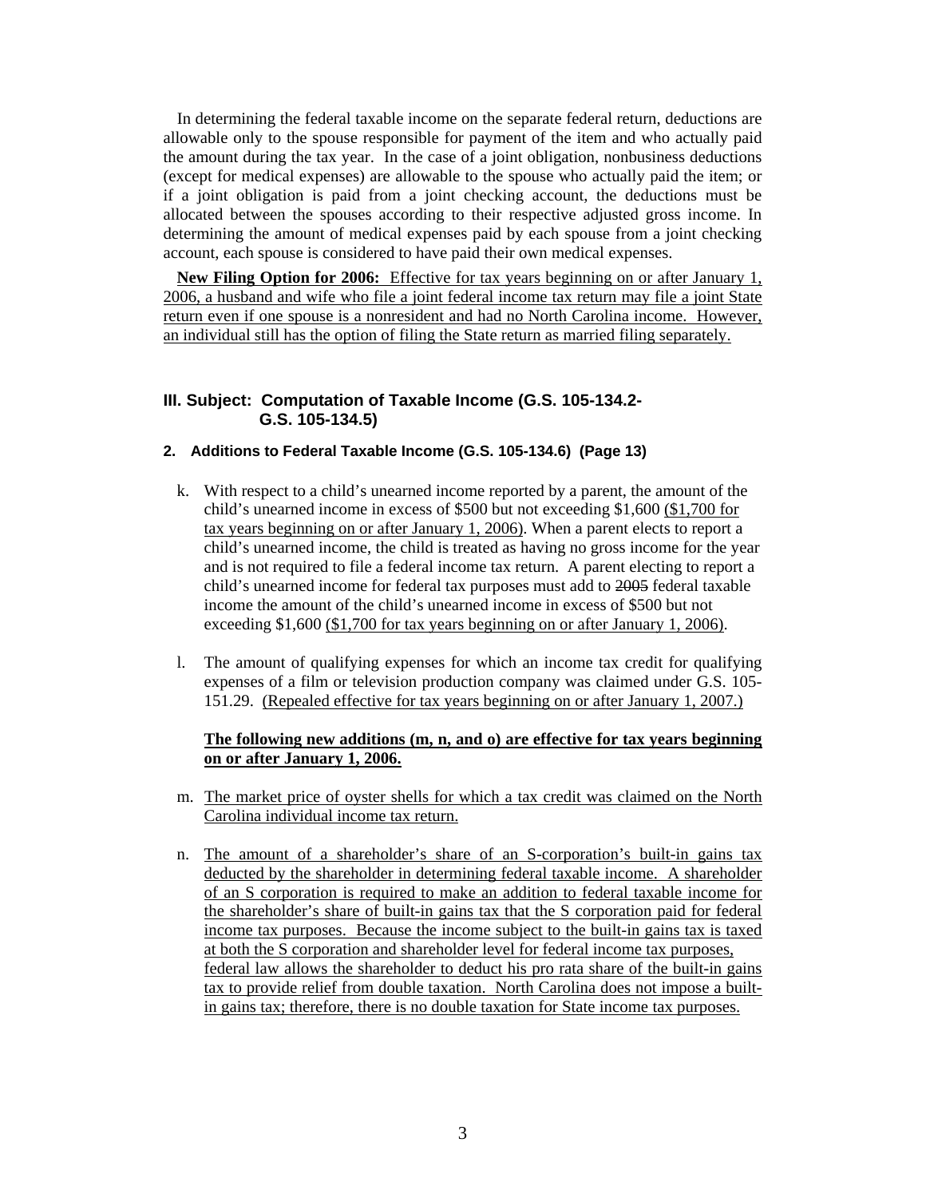In determining the federal taxable income on the separate federal return, deductions are allowable only to the spouse responsible for payment of the item and who actually paid the amount during the tax year. In the case of a joint obligation, nonbusiness deductions (except for medical expenses) are allowable to the spouse who actually paid the item; or if a joint obligation is paid from a joint checking account, the deductions must be allocated between the spouses according to their respective adjusted gross income. In determining the amount of medical expenses paid by each spouse from a joint checking account, each spouse is considered to have paid their own medical expenses.

**New Filing Option for 2006:** Effective for tax years beginning on or after January 1, 2006, a husband and wife who file a joint federal income tax return may file a joint State return even if one spouse is a nonresident and had no North Carolina income. However, an individual still has the option of filing the State return as married filing separately.

### III. Subject: Computation of Taxable Income (G.S. 105-134.2- G.S. 105-134.5)

#### 2. Additions to Federal Taxable Income (G.S. 105-134.6) (Page 13)

k. With respect to a child's unearned income reported by a parent, the amount of the child's unearned income in excess of $500 but not exceeding $1,600 ($1,700 for tax years beginning on or after January 1, 2006). When a parent elects to report a child's unearned income, the child is treated as having no gross income for the year and is not required to file a federal income tax return. A parent electing to report a child's unearned income for federal tax purposes must add to ~~2005~~ federal taxable income the amount of the child's unearned income in excess of $500 but not exceeding $1,600 ($1,700 for tax years beginning on or after January 1, 2006).

l. The amount of qualifying expenses for which an income tax credit for qualifying expenses of a film or television production company was claimed under G.S. 105-151.29. (Repealed effective for tax years beginning on or after January 1, 2007.)

**The following new additions (m, n, and o) are effective for tax years beginning on or after January 1, 2006.**

m. The market price of oyster shells for which a tax credit was claimed on the North Carolina individual income tax return.

n. The amount of a shareholder's share of an S-corporation's built-in gains tax deducted by the shareholder in determining federal taxable income. A shareholder of an S corporation is required to make an addition to federal taxable income for the shareholder's share of built-in gains tax that the S corporation paid for federal income tax purposes. Because the income subject to the built-in gains tax is taxed at both the S corporation and shareholder level for federal income tax purposes, federal law allows the shareholder to deduct his pro rata share of the built-in gains tax to provide relief from double taxation. North Carolina does not impose a built-in gains tax; therefore, there is no double taxation for State income tax purposes.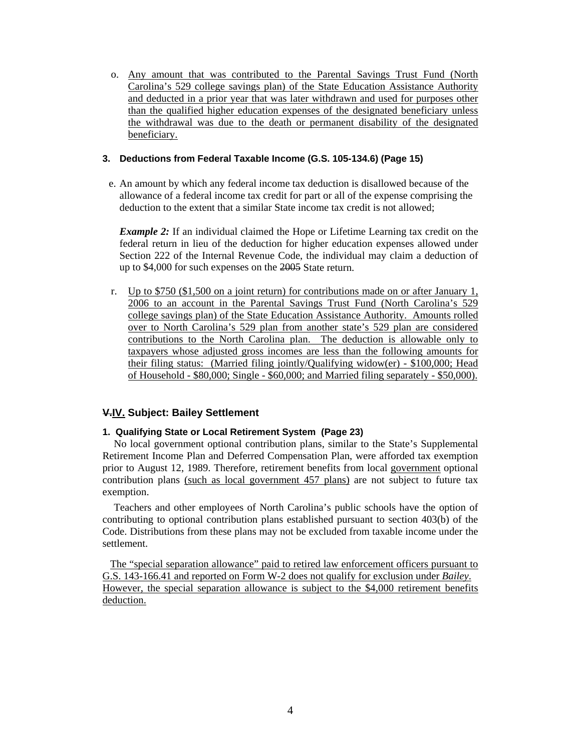o. Any amount that was contributed to the Parental Savings Trust Fund (North Carolina's 529 college savings plan) of the State Education Assistance Authority and deducted in a prior year that was later withdrawn and used for purposes other than the qualified higher education expenses of the designated beneficiary unless the withdrawal was due to the death or permanent disability of the designated beneficiary.

### 3. Deductions from Federal Taxable Income (G.S. 105-134.6) (Page 15)

e. An amount by which any federal income tax deduction is disallowed because of the allowance of a federal income tax credit for part or all of the expense comprising the deduction to the extent that a similar State income tax credit is not allowed;

***Example 2:*** If an individual claimed the Hope or Lifetime Learning tax credit on the federal return in lieu of the deduction for higher education expenses allowed under Section 222 of the Internal Revenue Code, the individual may claim a deduction of up to $4,000 for such expenses on the ~~2005~~ State return.

r. Up to $750 ($1,500 on a joint return) for contributions made on or after January 1, 2006 to an account in the Parental Savings Trust Fund (North Carolina's 529 college savings plan) of the State Education Assistance Authority. Amounts rolled over to North Carolina's 529 plan from another state's 529 plan are considered contributions to the North Carolina plan. The deduction is allowable only to taxpayers whose adjusted gross incomes are less than the following amounts for their filing status: (Married filing jointly/Qualifying widow(er) - $100,000; Head of Household - $80,000; Single - $60,000; and Married filing separately - $50,000).

## ~~V.~~IV. Subject: Bailey Settlement

### 1. Qualifying State or Local Retirement System (Page 23)

No local government optional contribution plans, similar to the State's Supplemental Retirement Income Plan and Deferred Compensation Plan, were afforded tax exemption prior to August 12, 1989. Therefore, retirement benefits from local government optional contribution plans (such as local government 457 plans) are not subject to future tax exemption.

Teachers and other employees of North Carolina's public schools have the option of contributing to optional contribution plans established pursuant to section 403(b) of the Code. Distributions from these plans may not be excluded from taxable income under the settlement.

The "special separation allowance" paid to retired law enforcement officers pursuant to G.S. 143-166.41 and reported on Form W-2 does not qualify for exclusion under *Bailey*. However, the special separation allowance is subject to the $4,000 retirement benefits deduction.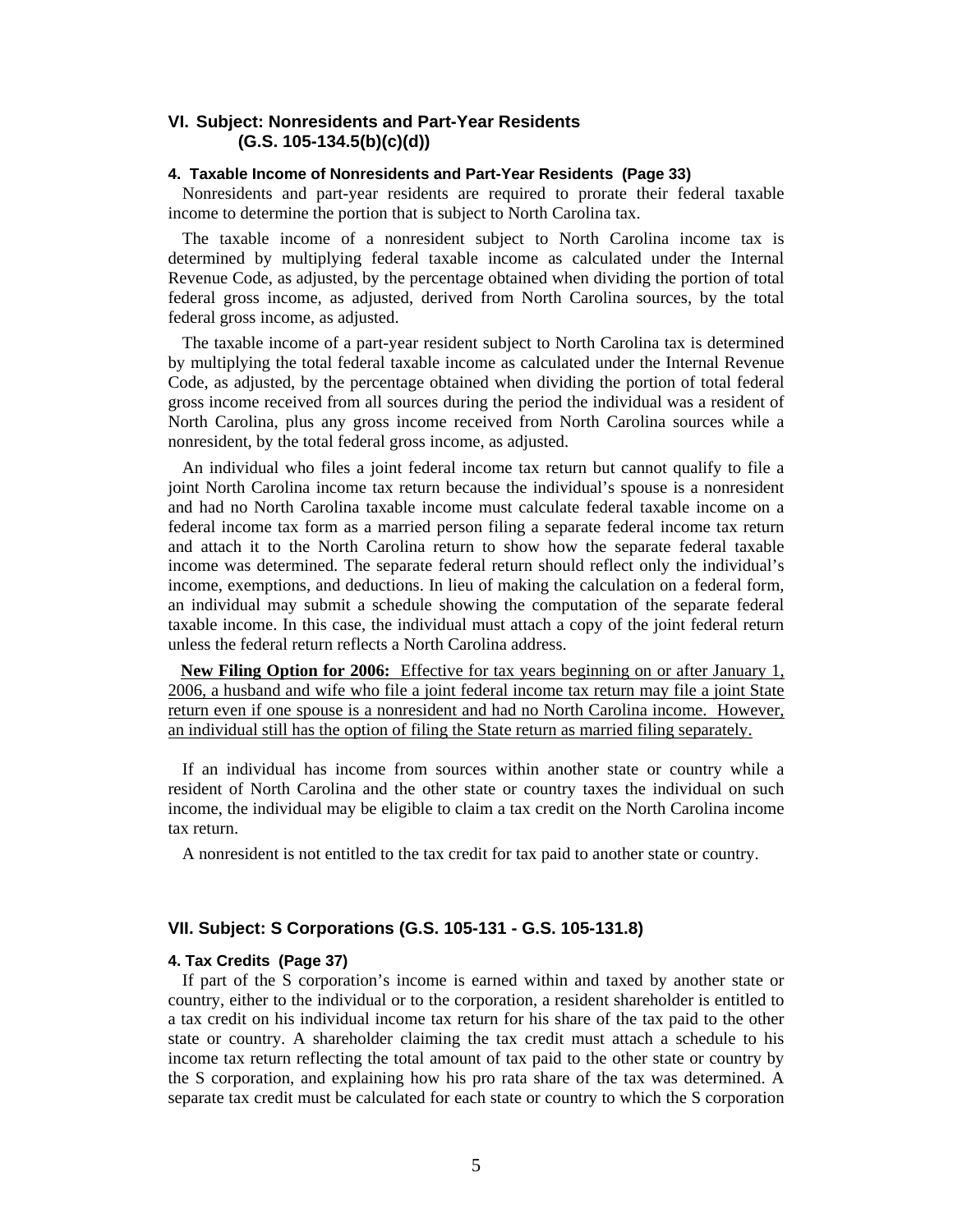## VI. Subject: Nonresidents and Part-Year Residents (G.S. 105-134.5(b)(c)(d))

#### 4. Taxable Income of Nonresidents and Part-Year Residents (Page 33)

Nonresidents and part-year residents are required to prorate their federal taxable income to determine the portion that is subject to North Carolina tax.

The taxable income of a nonresident subject to North Carolina income tax is determined by multiplying federal taxable income as calculated under the Internal Revenue Code, as adjusted, by the percentage obtained when dividing the portion of total federal gross income, as adjusted, derived from North Carolina sources, by the total federal gross income, as adjusted.

The taxable income of a part-year resident subject to North Carolina tax is determined by multiplying the total federal taxable income as calculated under the Internal Revenue Code, as adjusted, by the percentage obtained when dividing the portion of total federal gross income received from all sources during the period the individual was a resident of North Carolina, plus any gross income received from North Carolina sources while a nonresident, by the total federal gross income, as adjusted.

An individual who files a joint federal income tax return but cannot qualify to file a joint North Carolina income tax return because the individual's spouse is a nonresident and had no North Carolina taxable income must calculate federal taxable income on a federal income tax form as a married person filing a separate federal income tax return and attach it to the North Carolina return to show how the separate federal taxable income was determined. The separate federal return should reflect only the individual's income, exemptions, and deductions. In lieu of making the calculation on a federal form, an individual may submit a schedule showing the computation of the separate federal taxable income. In this case, the individual must attach a copy of the joint federal return unless the federal return reflects a North Carolina address.

<u>**New Filing Option for 2006:** Effective for tax years beginning on or after January 1, 2006, a husband and wife who file a joint federal income tax return may file a joint State return even if one spouse is a nonresident and had no North Carolina income. However, an individual still has the option of filing the State return as married filing separately.</u>

If an individual has income from sources within another state or country while a resident of North Carolina and the other state or country taxes the individual on such income, the individual may be eligible to claim a tax credit on the North Carolina income tax return.

A nonresident is not entitled to the tax credit for tax paid to another state or country.

## VII. Subject: S Corporations (G.S. 105-131 - G.S. 105-131.8)

#### 4. Tax Credits (Page 37)

If part of the S corporation's income is earned within and taxed by another state or country, either to the individual or to the corporation, a resident shareholder is entitled to a tax credit on his individual income tax return for his share of the tax paid to the other state or country. A shareholder claiming the tax credit must attach a schedule to his income tax return reflecting the total amount of tax paid to the other state or country by the S corporation, and explaining how his pro rata share of the tax was determined. A separate tax credit must be calculated for each state or country to which the S corporation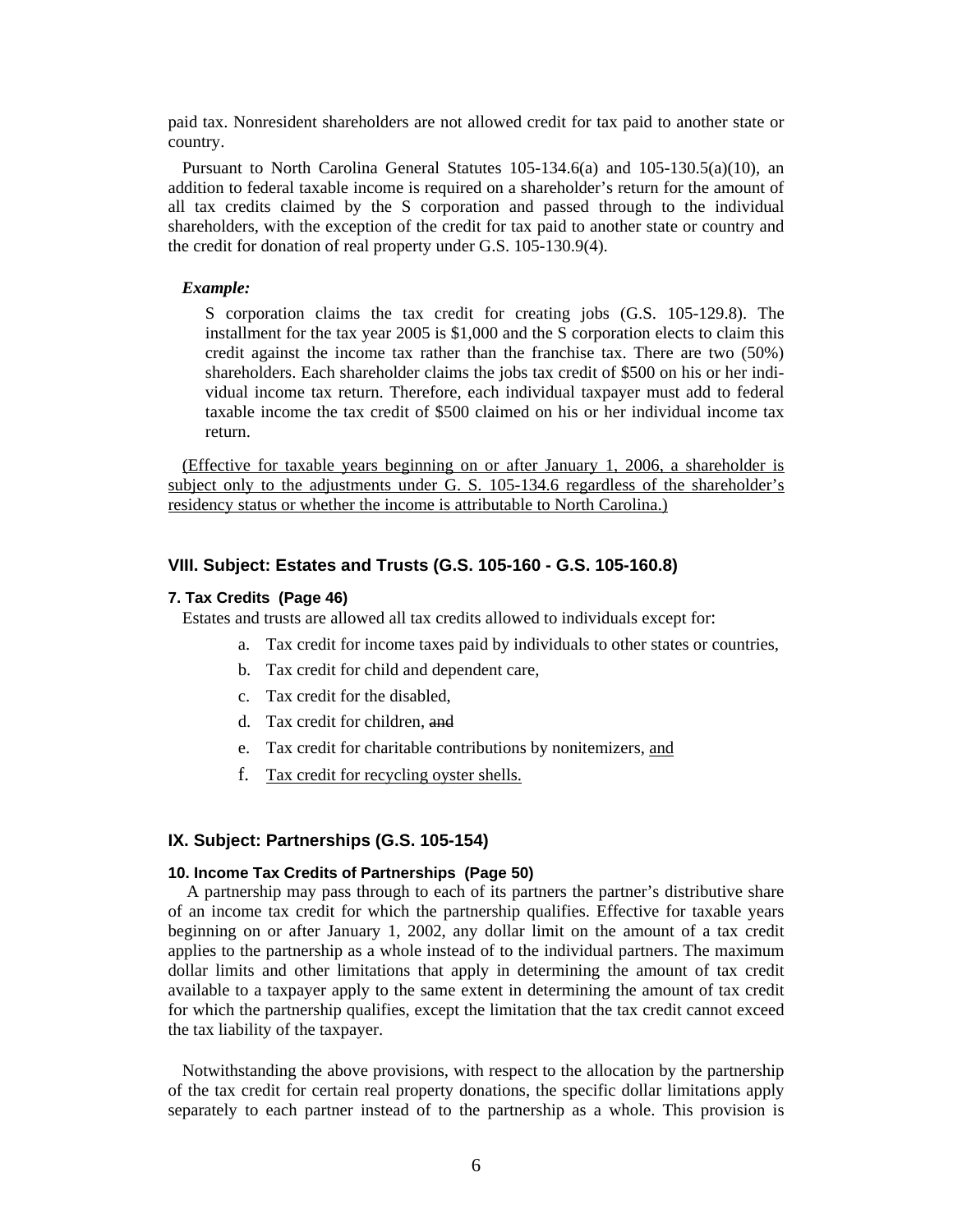paid tax. Nonresident shareholders are not allowed credit for tax paid to another state or country.

Pursuant to North Carolina General Statutes 105-134.6(a) and 105-130.5(a)(10), an addition to federal taxable income is required on a shareholder's return for the amount of all tax credits claimed by the S corporation and passed through to the individual shareholders, with the exception of the credit for tax paid to another state or country and the credit for donation of real property under G.S. 105-130.9(4).

***Example:***

> S corporation claims the tax credit for creating jobs (G.S. 105-129.8). The installment for the tax year 2005 is $1,000 and the S corporation elects to claim this credit against the income tax rather than the franchise tax. There are two (50%) shareholders. Each shareholder claims the jobs tax credit of $500 on his or her individual income tax return. Therefore, each individual taxpayer must add to federal taxable income the tax credit of $500 claimed on his or her individual income tax return.

<u>(Effective for taxable years beginning on or after January 1, 2006, a shareholder is subject only to the adjustments under G. S. 105-134.6 regardless of the shareholder's residency status or whether the income is attributable to North Carolina.)</u>

## VIII. Subject: Estates and Trusts (G.S. 105-160 - G.S. 105-160.8)

### 7. Tax Credits (Page 46)

Estates and trusts are allowed all tax credits allowed to individuals except for:

a. Tax credit for income taxes paid by individuals to other states or countries,

b. Tax credit for child and dependent care,

c. Tax credit for the disabled,

d. Tax credit for children, ~~and~~

e. Tax credit for charitable contributions by nonitemizers, <u>and</u>

f. <u>Tax credit for recycling oyster shells.</u>

## IX. Subject: Partnerships (G.S. 105-154)

### 10. Income Tax Credits of Partnerships (Page 50)

A partnership may pass through to each of its partners the partner's distributive share of an income tax credit for which the partnership qualifies. Effective for taxable years beginning on or after January 1, 2002, any dollar limit on the amount of a tax credit applies to the partnership as a whole instead of to the individual partners. The maximum dollar limits and other limitations that apply in determining the amount of tax credit available to a taxpayer apply to the same extent in determining the amount of tax credit for which the partnership qualifies, except the limitation that the tax credit cannot exceed the tax liability of the taxpayer.

Notwithstanding the above provisions, with respect to the allocation by the partnership of the tax credit for certain real property donations, the specific dollar limitations apply separately to each partner instead of to the partnership as a whole. This provision is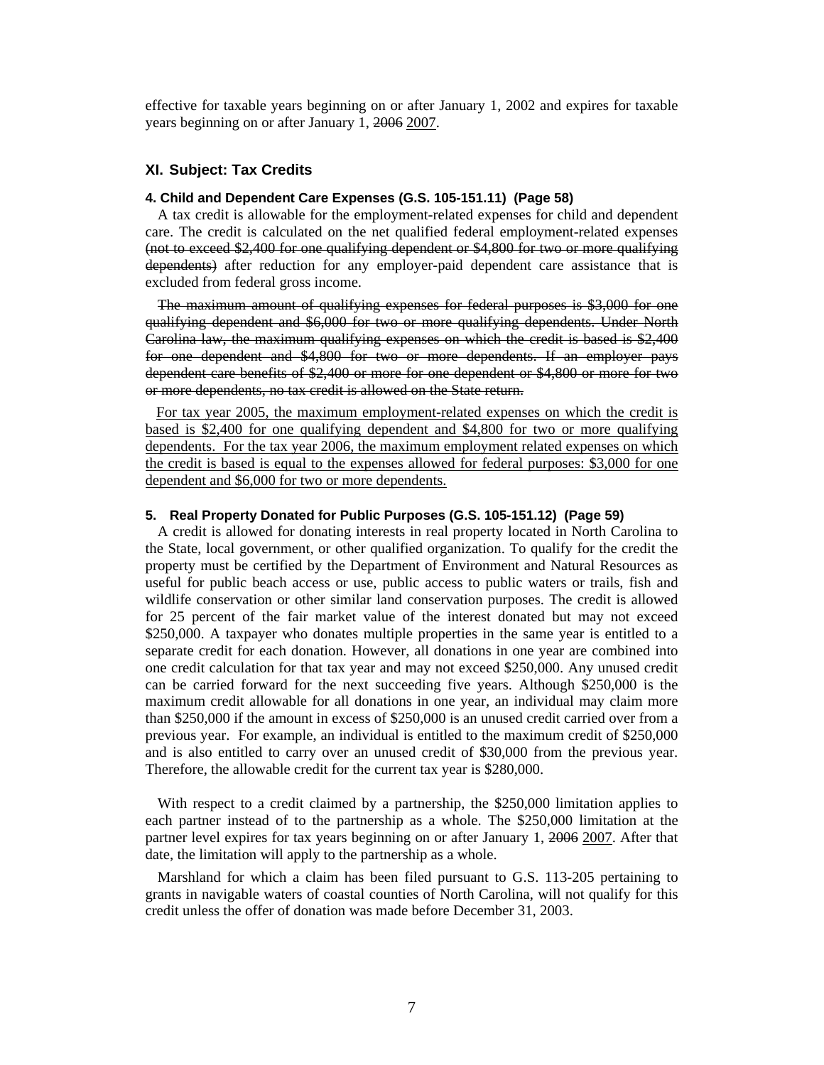effective for taxable years beginning on or after January 1, 2002 and expires for taxable years beginning on or after January 1, ~~2006~~ <u>2007</u>.

## XI. Subject: Tax Credits

#### 4. Child and Dependent Care Expenses (G.S. 105-151.11) (Page 58)

A tax credit is allowable for the employment-related expenses for child and dependent care. The credit is calculated on the net qualified federal employment-related expenses ~~(not to exceed $2,400 for one qualifying dependent or $4,800 for two or more qualifying dependents)~~ after reduction for any employer-paid dependent care assistance that is excluded from federal gross income.

~~The maximum amount of qualifying expenses for federal purposes is $3,000 for one qualifying dependent and $6,000 for two or more qualifying dependents. Under North Carolina law, the maximum qualifying expenses on which the credit is based is $2,400 for one dependent and $4,800 for two or more dependents. If an employer pays dependent care benefits of $2,400 or more for one dependent or $4,800 or more for two or more dependents, no tax credit is allowed on the State return.~~

<u>For tax year 2005, the maximum employment-related expenses on which the credit is based is $2,400 for one qualifying dependent and $4,800 for two or more qualifying dependents. For the tax year 2006, the maximum employment related expenses on which the credit is based is equal to the expenses allowed for federal purposes: $3,000 for one dependent and $6,000 for two or more dependents.</u>

#### 5. Real Property Donated for Public Purposes (G.S. 105-151.12) (Page 59)

A credit is allowed for donating interests in real property located in North Carolina to the State, local government, or other qualified organization. To qualify for the credit the property must be certified by the Department of Environment and Natural Resources as useful for public beach access or use, public access to public waters or trails, fish and wildlife conservation or other similar land conservation purposes. The credit is allowed for 25 percent of the fair market value of the interest donated but may not exceed $250,000. A taxpayer who donates multiple properties in the same year is entitled to a separate credit for each donation. However, all donations in one year are combined into one credit calculation for that tax year and may not exceed $250,000. Any unused credit can be carried forward for the next succeeding five years. Although $250,000 is the maximum credit allowable for all donations in one year, an individual may claim more than $250,000 if the amount in excess of $250,000 is an unused credit carried over from a previous year. For example, an individual is entitled to the maximum credit of $250,000 and is also entitled to carry over an unused credit of $30,000 from the previous year. Therefore, the allowable credit for the current tax year is $280,000.

With respect to a credit claimed by a partnership, the $250,000 limitation applies to each partner instead of to the partnership as a whole. The $250,000 limitation at the partner level expires for tax years beginning on or after January 1, ~~2006~~ <u>2007</u>. After that date, the limitation will apply to the partnership as a whole.

Marshland for which a claim has been filed pursuant to G.S. 113-205 pertaining to grants in navigable waters of coastal counties of North Carolina, will not qualify for this credit unless the offer of donation was made before December 31, 2003.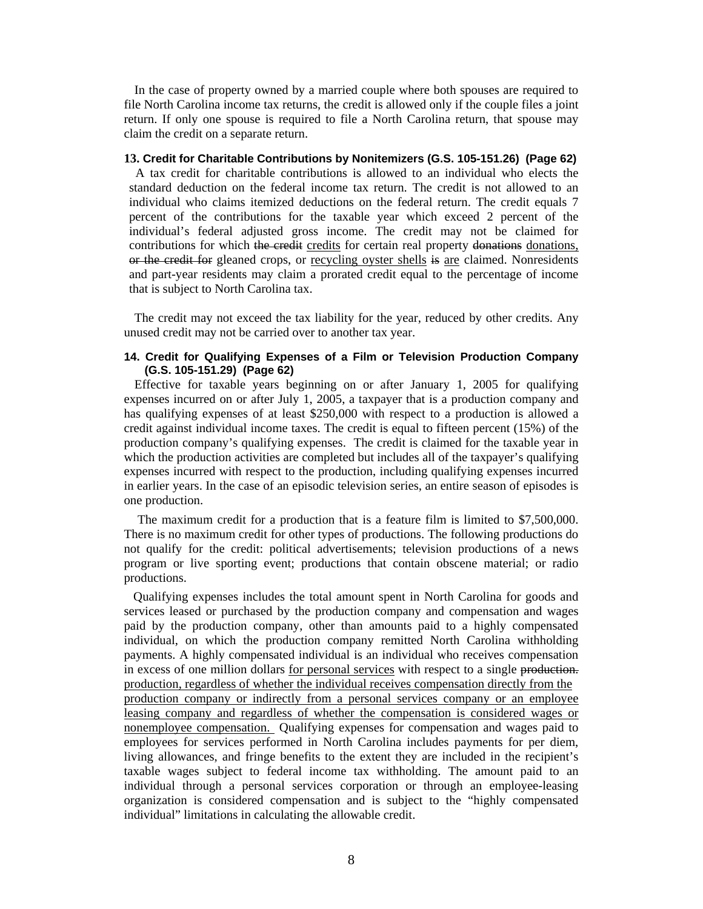In the case of property owned by a married couple where both spouses are required to file North Carolina income tax returns, the credit is allowed only if the couple files a joint return. If only one spouse is required to file a North Carolina return, that spouse may claim the credit on a separate return.

**13. Credit for Charitable Contributions by Nonitemizers (G.S. 105-151.26) (Page 62)**

A tax credit for charitable contributions is allowed to an individual who elects the standard deduction on the federal income tax return. The credit is not allowed to an individual who claims itemized deductions on the federal return. The credit equals 7 percent of the contributions for the taxable year which exceed 2 percent of the individual's federal adjusted gross income. The credit may not be claimed for contributions for which ~~the credit~~ <u>credits</u> for certain real property ~~donations~~ <u>donations,</u> ~~or the credit for~~ gleaned crops, or <u>recycling oyster shells</u> ~~is~~ <u>are</u> claimed. Nonresidents and part-year residents may claim a prorated credit equal to the percentage of income that is subject to North Carolina tax.

The credit may not exceed the tax liability for the year, reduced by other credits. Any unused credit may not be carried over to another tax year.

**14. Credit for Qualifying Expenses of a Film or Television Production Company (G.S. 105-151.29) (Page 62)**

Effective for taxable years beginning on or after January 1, 2005 for qualifying expenses incurred on or after July 1, 2005, a taxpayer that is a production company and has qualifying expenses of at least $250,000 with respect to a production is allowed a credit against individual income taxes. The credit is equal to fifteen percent (15%) of the production company's qualifying expenses. The credit is claimed for the taxable year in which the production activities are completed but includes all of the taxpayer's qualifying expenses incurred with respect to the production, including qualifying expenses incurred in earlier years. In the case of an episodic television series, an entire season of episodes is one production.

The maximum credit for a production that is a feature film is limited to $7,500,000. There is no maximum credit for other types of productions. The following productions do not qualify for the credit: political advertisements; television productions of a news program or live sporting event; productions that contain obscene material; or radio productions.

Qualifying expenses includes the total amount spent in North Carolina for goods and services leased or purchased by the production company and compensation and wages paid by the production company, other than amounts paid to a highly compensated individual, on which the production company remitted North Carolina withholding payments. A highly compensated individual is an individual who receives compensation in excess of one million dollars <u>for personal services</u> with respect to a single ~~production.~~ <u>production, regardless of whether the individual receives compensation directly from the production company or indirectly from a personal services company or an employee leasing company and regardless of whether the compensation is considered wages or nonemployee compensation.</u> Qualifying expenses for compensation and wages paid to employees for services performed in North Carolina includes payments for per diem, living allowances, and fringe benefits to the extent they are included in the recipient's taxable wages subject to federal income tax withholding. The amount paid to an individual through a personal services corporation or through an employee-leasing organization is considered compensation and is subject to the "highly compensated individual" limitations in calculating the allowable credit.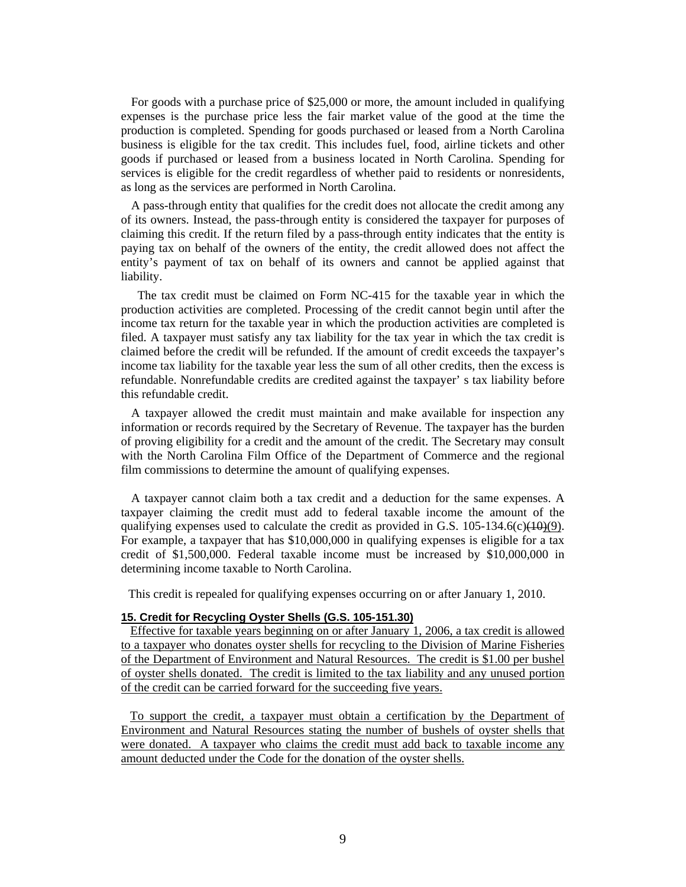For goods with a purchase price of $25,000 or more, the amount included in qualifying expenses is the purchase price less the fair market value of the good at the time the production is completed. Spending for goods purchased or leased from a North Carolina business is eligible for the tax credit. This includes fuel, food, airline tickets and other goods if purchased or leased from a business located in North Carolina. Spending for services is eligible for the credit regardless of whether paid to residents or nonresidents, as long as the services are performed in North Carolina.

A pass-through entity that qualifies for the credit does not allocate the credit among any of its owners. Instead, the pass-through entity is considered the taxpayer for purposes of claiming this credit. If the return filed by a pass-through entity indicates that the entity is paying tax on behalf of the owners of the entity, the credit allowed does not affect the entity's payment of tax on behalf of its owners and cannot be applied against that liability.

The tax credit must be claimed on Form NC-415 for the taxable year in which the production activities are completed. Processing of the credit cannot begin until after the income tax return for the taxable year in which the production activities are completed is filed. A taxpayer must satisfy any tax liability for the tax year in which the tax credit is claimed before the credit will be refunded. If the amount of credit exceeds the taxpayer's income tax liability for the taxable year less the sum of all other credits, then the excess is refundable. Nonrefundable credits are credited against the taxpayer' s tax liability before this refundable credit.

A taxpayer allowed the credit must maintain and make available for inspection any information or records required by the Secretary of Revenue. The taxpayer has the burden of proving eligibility for a credit and the amount of the credit. The Secretary may consult with the North Carolina Film Office of the Department of Commerce and the regional film commissions to determine the amount of qualifying expenses.

A taxpayer cannot claim both a tax credit and a deduction for the same expenses. A taxpayer claiming the credit must add to federal taxable income the amount of the qualifying expenses used to calculate the credit as provided in G.S. 105-134.6(c)~~(10)~~(9). For example, a taxpayer that has $10,000,000 in qualifying expenses is eligible for a tax credit of $1,500,000. Federal taxable income must be increased by $10,000,000 in determining income taxable to North Carolina.

This credit is repealed for qualifying expenses occurring on or after January 1, 2010.

**15. Credit for Recycling Oyster Shells (G.S. 105-151.30)**

Effective for taxable years beginning on or after January 1, 2006, a tax credit is allowed to a taxpayer who donates oyster shells for recycling to the Division of Marine Fisheries of the Department of Environment and Natural Resources. The credit is $1.00 per bushel of oyster shells donated. The credit is limited to the tax liability and any unused portion of the credit can be carried forward for the succeeding five years.

To support the credit, a taxpayer must obtain a certification by the Department of Environment and Natural Resources stating the number of bushels of oyster shells that were donated. A taxpayer who claims the credit must add back to taxable income any amount deducted under the Code for the donation of the oyster shells.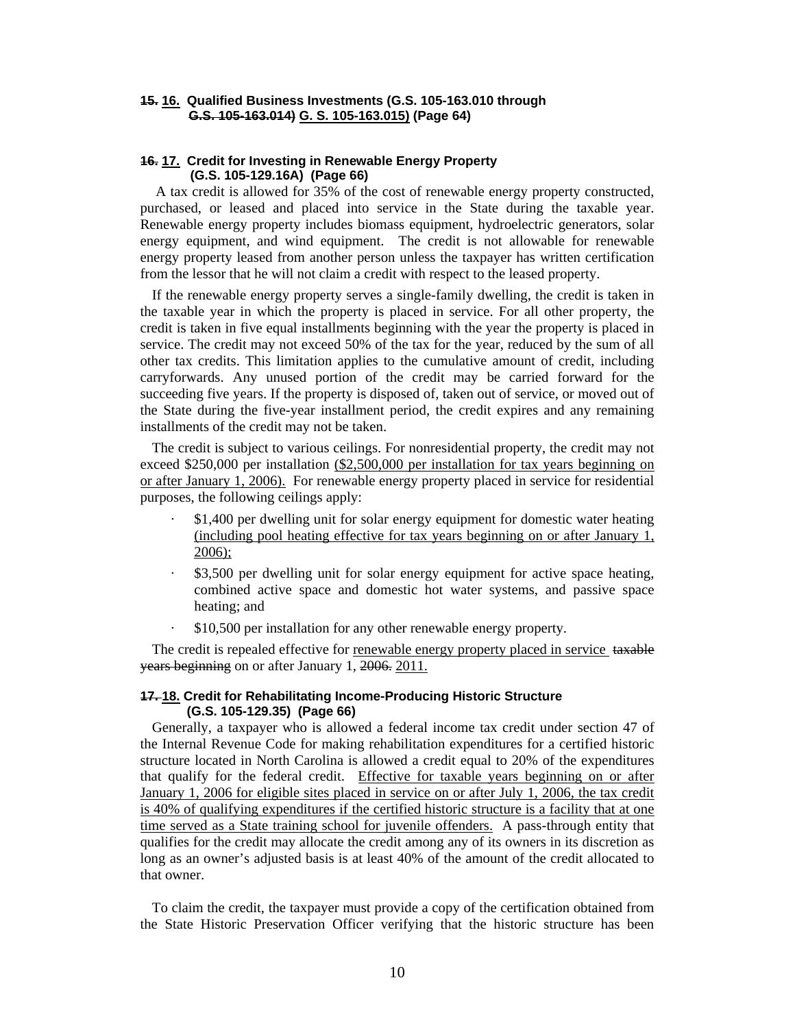**~~15.~~ <u>16.</u> Qualified Business Investments (G.S. 105-163.010 through ~~G.S. 105-163.014)~~ <u>G. S. 105-163.015)</u> (Page 64)**

**~~16.~~ <u>17.</u> Credit for Investing in Renewable Energy Property (G.S. 105-129.16A) (Page 66)**

A tax credit is allowed for 35% of the cost of renewable energy property constructed, purchased, or leased and placed into service in the State during the taxable year. Renewable energy property includes biomass equipment, hydroelectric generators, solar energy equipment, and wind equipment. The credit is not allowable for renewable energy property leased from another person unless the taxpayer has written certification from the lessor that he will not claim a credit with respect to the leased property.

If the renewable energy property serves a single-family dwelling, the credit is taken in the taxable year in which the property is placed in service. For all other property, the credit is taken in five equal installments beginning with the year the property is placed in service. The credit may not exceed 50% of the tax for the year, reduced by the sum of all other tax credits. This limitation applies to the cumulative amount of credit, including carryforwards. Any unused portion of the credit may be carried forward for the succeeding five years. If the property is disposed of, taken out of service, or moved out of the State during the five-year installment period, the credit expires and any remaining installments of the credit may not be taken.

The credit is subject to various ceilings. For nonresidential property, the credit may not exceed $250,000 per installation <u>($2,500,000 per installation for tax years beginning on or after January 1, 2006).</u> For renewable energy property placed in service for residential purposes, the following ceilings apply:

- $1,400 per dwelling unit for solar energy equipment for domestic water heating <u>(including pool heating effective for tax years beginning on or after January 1, 2006);</u>
- $3,500 per dwelling unit for solar energy equipment for active space heating, combined active space and domestic hot water systems, and passive space heating; and
- $10,500 per installation for any other renewable energy property.

The credit is repealed effective for <u>renewable energy property placed in service</u> ~~taxable years beginning~~ on or after January 1, ~~2006.~~ <u>2011.</u>

**~~17.~~ <u>18.</u> Credit for Rehabilitating Income-Producing Historic Structure (G.S. 105-129.35) (Page 66)**

Generally, a taxpayer who is allowed a federal income tax credit under section 47 of the Internal Revenue Code for making rehabilitation expenditures for a certified historic structure located in North Carolina is allowed a credit equal to 20% of the expenditures that qualify for the federal credit. <u>Effective for taxable years beginning on or after January 1, 2006 for eligible sites placed in service on or after July 1, 2006, the tax credit is 40% of qualifying expenditures if the certified historic structure is a facility that at one time served as a State training school for juvenile offenders.</u> A pass-through entity that qualifies for the credit may allocate the credit among any of its owners in its discretion as long as an owner's adjusted basis is at least 40% of the amount of the credit allocated to that owner.

To claim the credit, the taxpayer must provide a copy of the certification obtained from the State Historic Preservation Officer verifying that the historic structure has been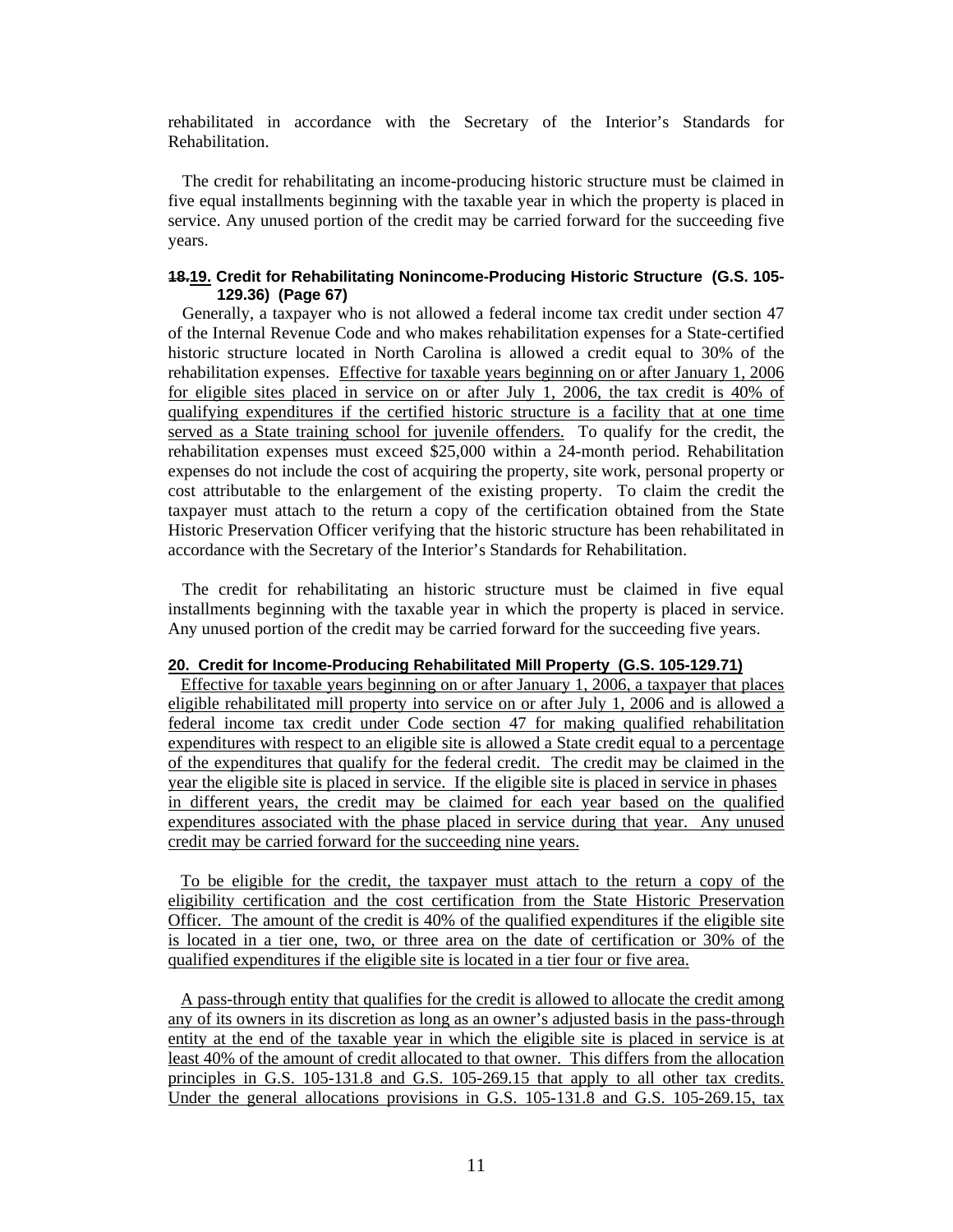rehabilitated in accordance with the Secretary of the Interior's Standards for Rehabilitation.

The credit for rehabilitating an income-producing historic structure must be claimed in five equal installments beginning with the taxable year in which the property is placed in service. Any unused portion of the credit may be carried forward for the succeeding five years.

**~~18.~~19. Credit for Rehabilitating Nonincome-Producing Historic Structure (G.S. 105-129.36) (Page 67)**

Generally, a taxpayer who is not allowed a federal income tax credit under section 47 of the Internal Revenue Code and who makes rehabilitation expenses for a State-certified historic structure located in North Carolina is allowed a credit equal to 30% of the rehabilitation expenses. Effective for taxable years beginning on or after January 1, 2006 for eligible sites placed in service on or after July 1, 2006, the tax credit is 40% of qualifying expenditures if the certified historic structure is a facility that at one time served as a State training school for juvenile offenders. To qualify for the credit, the rehabilitation expenses must exceed $25,000 within a 24-month period. Rehabilitation expenses do not include the cost of acquiring the property, site work, personal property or cost attributable to the enlargement of the existing property. To claim the credit the taxpayer must attach to the return a copy of the certification obtained from the State Historic Preservation Officer verifying that the historic structure has been rehabilitated in accordance with the Secretary of the Interior's Standards for Rehabilitation.

The credit for rehabilitating an historic structure must be claimed in five equal installments beginning with the taxable year in which the property is placed in service. Any unused portion of the credit may be carried forward for the succeeding five years.

**20. Credit for Income-Producing Rehabilitated Mill Property (G.S. 105-129.71)**

Effective for taxable years beginning on or after January 1, 2006, a taxpayer that places eligible rehabilitated mill property into service on or after July 1, 2006 and is allowed a federal income tax credit under Code section 47 for making qualified rehabilitation expenditures with respect to an eligible site is allowed a State credit equal to a percentage of the expenditures that qualify for the federal credit. The credit may be claimed in the year the eligible site is placed in service. If the eligible site is placed in service in phases in different years, the credit may be claimed for each year based on the qualified expenditures associated with the phase placed in service during that year. Any unused credit may be carried forward for the succeeding nine years.

To be eligible for the credit, the taxpayer must attach to the return a copy of the eligibility certification and the cost certification from the State Historic Preservation Officer. The amount of the credit is 40% of the qualified expenditures if the eligible site is located in a tier one, two, or three area on the date of certification or 30% of the qualified expenditures if the eligible site is located in a tier four or five area.

A pass-through entity that qualifies for the credit is allowed to allocate the credit among any of its owners in its discretion as long as an owner's adjusted basis in the pass-through entity at the end of the taxable year in which the eligible site is placed in service is at least 40% of the amount of credit allocated to that owner. This differs from the allocation principles in G.S. 105-131.8 and G.S. 105-269.15 that apply to all other tax credits. Under the general allocations provisions in G.S. 105-131.8 and G.S. 105-269.15, tax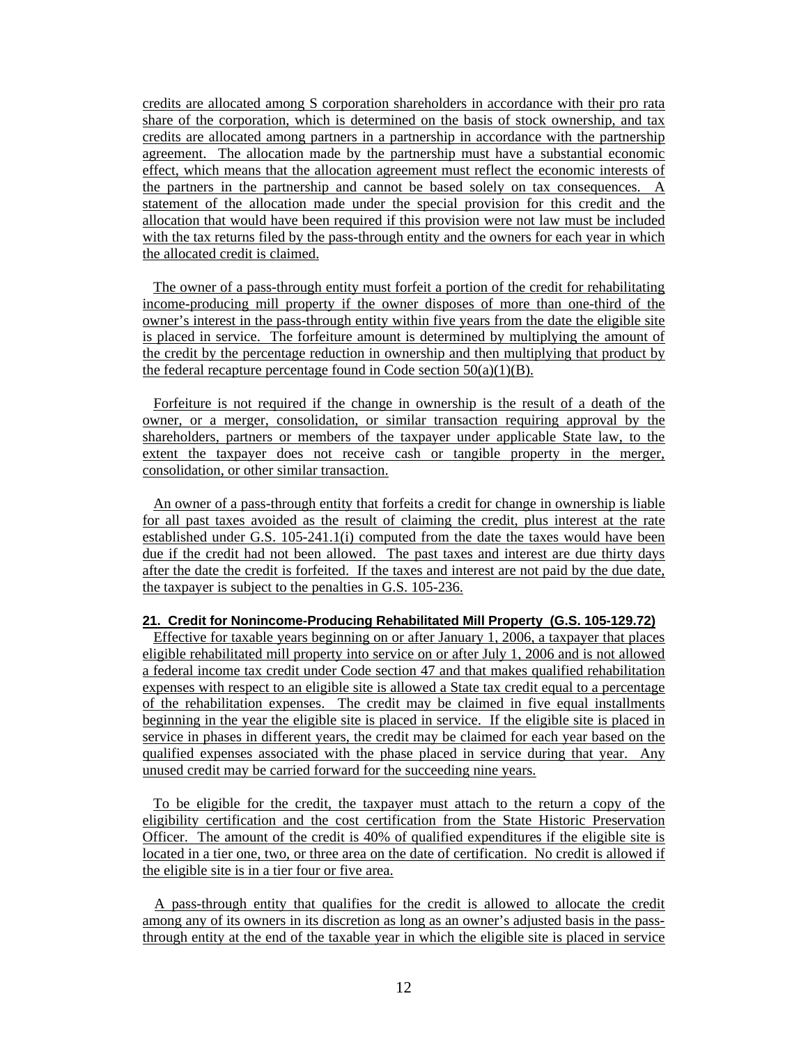credits are allocated among S corporation shareholders in accordance with their pro rata share of the corporation, which is determined on the basis of stock ownership, and tax credits are allocated among partners in a partnership in accordance with the partnership agreement. The allocation made by the partnership must have a substantial economic effect, which means that the allocation agreement must reflect the economic interests of the partners in the partnership and cannot be based solely on tax consequences. A statement of the allocation made under the special provision for this credit and the allocation that would have been required if this provision were not law must be included with the tax returns filed by the pass-through entity and the owners for each year in which the allocated credit is claimed.

The owner of a pass-through entity must forfeit a portion of the credit for rehabilitating income-producing mill property if the owner disposes of more than one-third of the owner's interest in the pass-through entity within five years from the date the eligible site is placed in service. The forfeiture amount is determined by multiplying the amount of the credit by the percentage reduction in ownership and then multiplying that product by the federal recapture percentage found in Code section 50(a)(1)(B).

Forfeiture is not required if the change in ownership is the result of a death of the owner, or a merger, consolidation, or similar transaction requiring approval by the shareholders, partners or members of the taxpayer under applicable State law, to the extent the taxpayer does not receive cash or tangible property in the merger, consolidation, or other similar transaction.

An owner of a pass-through entity that forfeits a credit for change in ownership is liable for all past taxes avoided as the result of claiming the credit, plus interest at the rate established under G.S. 105-241.1(i) computed from the date the taxes would have been due if the credit had not been allowed. The past taxes and interest are due thirty days after the date the credit is forfeited. If the taxes and interest are not paid by the due date, the taxpayer is subject to the penalties in G.S. 105-236.

#### 21. Credit for Nonincome-Producing Rehabilitated Mill Property (G.S. 105-129.72)

Effective for taxable years beginning on or after January 1, 2006, a taxpayer that places eligible rehabilitated mill property into service on or after July 1, 2006 and is not allowed a federal income tax credit under Code section 47 and that makes qualified rehabilitation expenses with respect to an eligible site is allowed a State tax credit equal to a percentage of the rehabilitation expenses. The credit may be claimed in five equal installments beginning in the year the eligible site is placed in service. If the eligible site is placed in service in phases in different years, the credit may be claimed for each year based on the qualified expenses associated with the phase placed in service during that year. Any unused credit may be carried forward for the succeeding nine years.

To be eligible for the credit, the taxpayer must attach to the return a copy of the eligibility certification and the cost certification from the State Historic Preservation Officer. The amount of the credit is 40% of qualified expenditures if the eligible site is located in a tier one, two, or three area on the date of certification. No credit is allowed if the eligible site is in a tier four or five area.

A pass-through entity that qualifies for the credit is allowed to allocate the credit among any of its owners in its discretion as long as an owner's adjusted basis in the pass-through entity at the end of the taxable year in which the eligible site is placed in service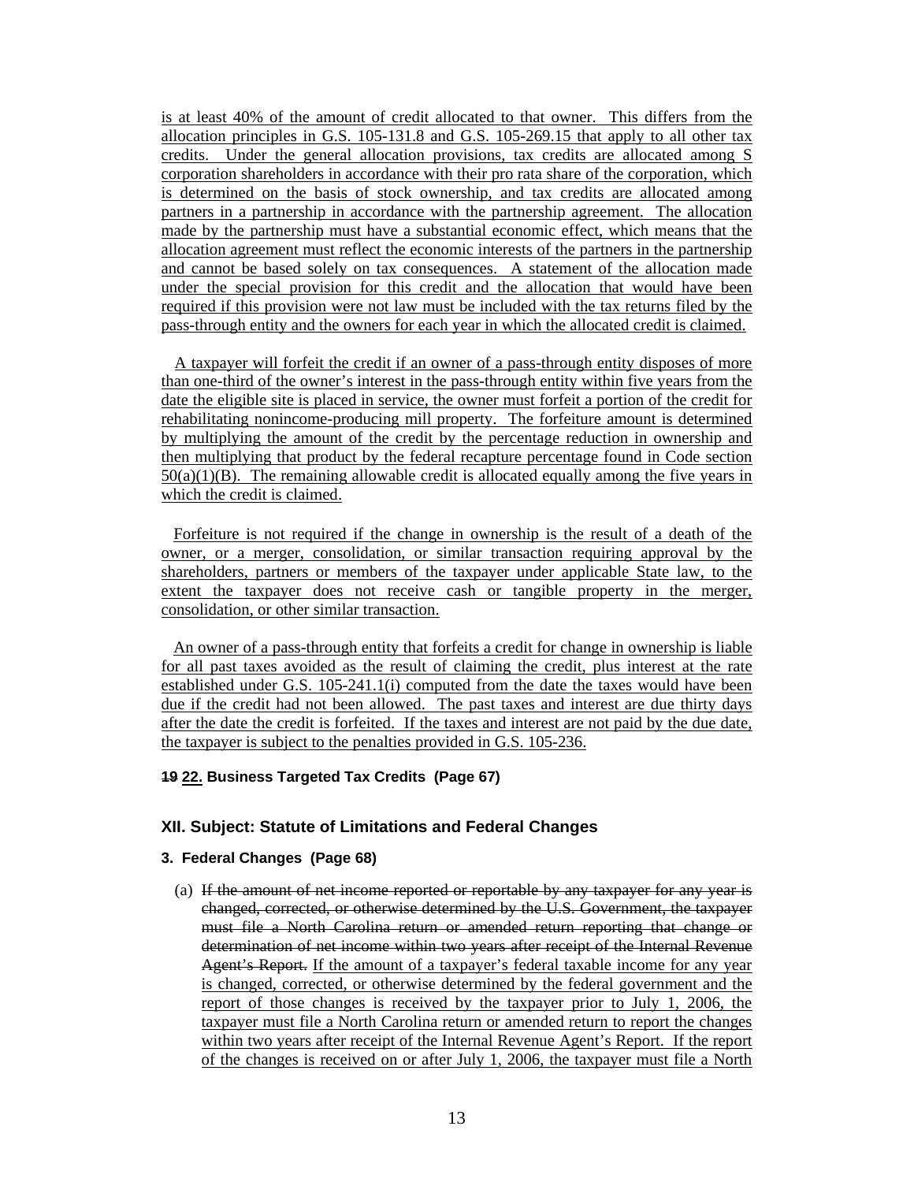is at least 40% of the amount of credit allocated to that owner. This differs from the allocation principles in G.S. 105-131.8 and G.S. 105-269.15 that apply to all other tax credits. Under the general allocation provisions, tax credits are allocated among S corporation shareholders in accordance with their pro rata share of the corporation, which is determined on the basis of stock ownership, and tax credits are allocated among partners in a partnership in accordance with the partnership agreement. The allocation made by the partnership must have a substantial economic effect, which means that the allocation agreement must reflect the economic interests of the partners in the partnership and cannot be based solely on tax consequences. A statement of the allocation made under the special provision for this credit and the allocation that would have been required if this provision were not law must be included with the tax returns filed by the pass-through entity and the owners for each year in which the allocated credit is claimed.

A taxpayer will forfeit the credit if an owner of a pass-through entity disposes of more than one-third of the owner's interest in the pass-through entity within five years from the date the eligible site is placed in service, the owner must forfeit a portion of the credit for rehabilitating nonincome-producing mill property. The forfeiture amount is determined by multiplying the amount of the credit by the percentage reduction in ownership and then multiplying that product by the federal recapture percentage found in Code section 50(a)(1)(B). The remaining allowable credit is allocated equally among the five years in which the credit is claimed.

Forfeiture is not required if the change in ownership is the result of a death of the owner, or a merger, consolidation, or similar transaction requiring approval by the shareholders, partners or members of the taxpayer under applicable State law, to the extent the taxpayer does not receive cash or tangible property in the merger, consolidation, or other similar transaction.

An owner of a pass-through entity that forfeits a credit for change in ownership is liable for all past taxes avoided as the result of claiming the credit, plus interest at the rate established under G.S. 105-241.1(i) computed from the date the taxes would have been due if the credit had not been allowed. The past taxes and interest are due thirty days after the date the credit is forfeited. If the taxes and interest are not paid by the due date, the taxpayer is subject to the penalties provided in G.S. 105-236.

#### ~~19~~ 22. Business Targeted Tax Credits (Page 67)

### XII. Subject: Statute of Limitations and Federal Changes

#### 3. Federal Changes (Page 68)

(a) ~~If the amount of net income reported or reportable by any taxpayer for any year is changed, corrected, or otherwise determined by the U.S. Government, the taxpayer must file a North Carolina return or amended return reporting that change or determination of net income within two years after receipt of the Internal Revenue Agent's Report.~~ If the amount of a taxpayer's federal taxable income for any year is changed, corrected, or otherwise determined by the federal government and the report of those changes is received by the taxpayer prior to July 1, 2006, the taxpayer must file a North Carolina return or amended return to report the changes within two years after receipt of the Internal Revenue Agent's Report. If the report of the changes is received on or after July 1, 2006, the taxpayer must file a North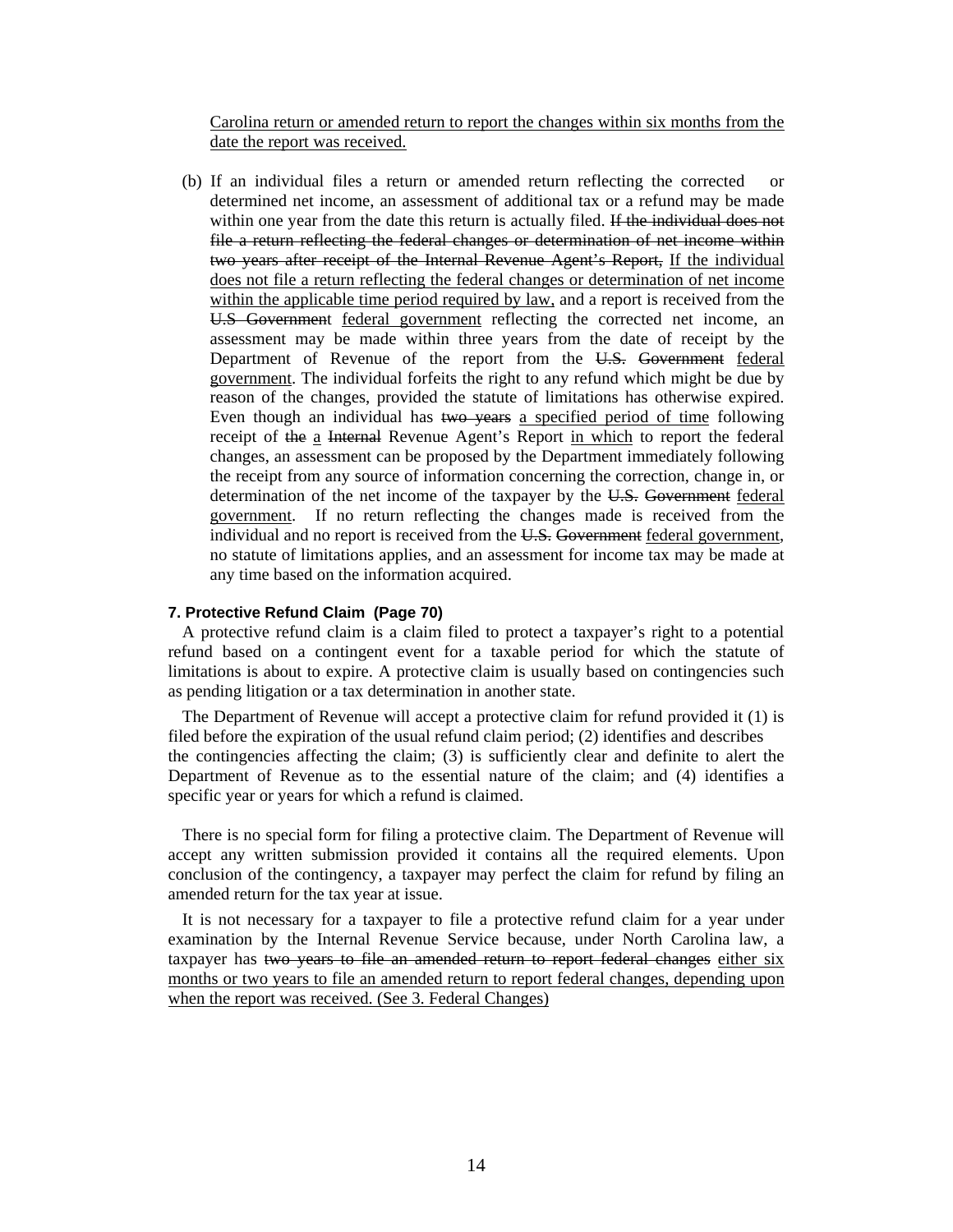<u>Carolina return or amended return to report the changes within six months from the date the report was received.</u>

(b) If an individual files a return or amended return reflecting the corrected or determined net income, an assessment of additional tax or a refund may be made within one year from the date this return is actually filed. ~~If the individual does not file a return reflecting the federal changes or determination of net income within two years after receipt of the Internal Revenue Agent's Report,~~ <u>If the individual does not file a return reflecting the federal changes or determination of net income within the applicable time period required by law,</u> and a report is received from the ~~U.S Government~~ <u>federal government</u> reflecting the corrected net income, an assessment may be made within three years from the date of receipt by the Department of Revenue of the report from the ~~U.S. Government~~ <u>federal government</u>. The individual forfeits the right to any refund which might be due by reason of the changes, provided the statute of limitations has otherwise expired. Even though an individual has ~~two years~~ <u>a specified period of time</u> following receipt of ~~the~~ <u>a</u> ~~Internal~~ Revenue Agent's Report <u>in which</u> to report the federal changes, an assessment can be proposed by the Department immediately following the receipt from any source of information concerning the correction, change in, or determination of the net income of the taxpayer by the ~~U.S. Government~~ <u>federal government</u>. If no return reflecting the changes made is received from the individual and no report is received from the ~~U.S. Government~~ <u>federal government</u>, no statute of limitations applies, and an assessment for income tax may be made at any time based on the information acquired.

#### 7. Protective Refund Claim (Page 70)

A protective refund claim is a claim filed to protect a taxpayer's right to a potential refund based on a contingent event for a taxable period for which the statute of limitations is about to expire. A protective claim is usually based on contingencies such as pending litigation or a tax determination in another state.

The Department of Revenue will accept a protective claim for refund provided it (1) is filed before the expiration of the usual refund claim period; (2) identifies and describes the contingencies affecting the claim; (3) is sufficiently clear and definite to alert the Department of Revenue as to the essential nature of the claim; and (4) identifies a specific year or years for which a refund is claimed.

There is no special form for filing a protective claim. The Department of Revenue will accept any written submission provided it contains all the required elements. Upon conclusion of the contingency, a taxpayer may perfect the claim for refund by filing an amended return for the tax year at issue.

It is not necessary for a taxpayer to file a protective refund claim for a year under examination by the Internal Revenue Service because, under North Carolina law, a taxpayer has ~~two years to file an amended return to report federal changes~~ <u>either six months or two years to file an amended return to report federal changes, depending upon when the report was received. (See 3. Federal Changes)</u>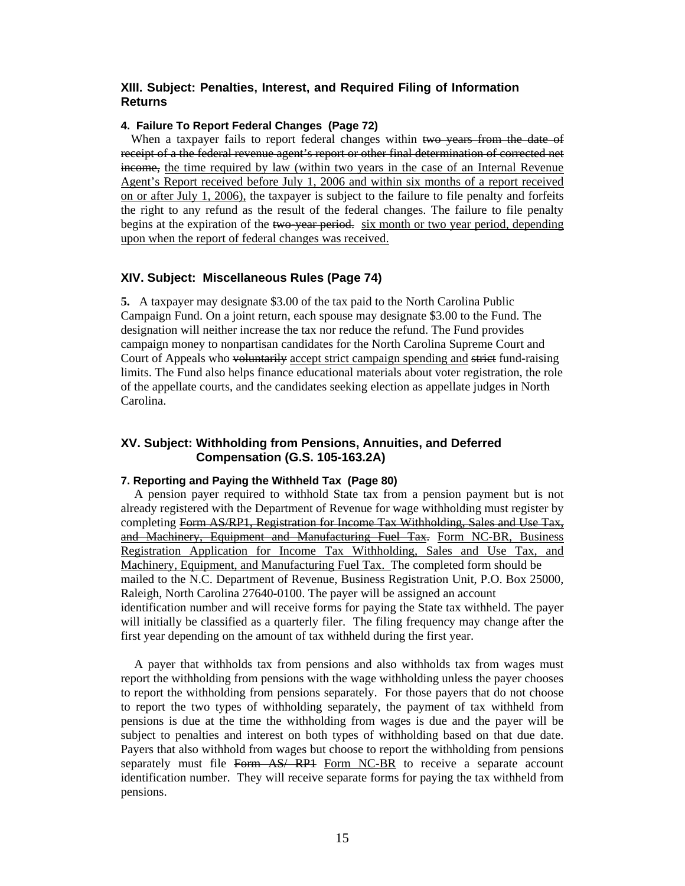## XIII. Subject: Penalties, Interest, and Required Filing of Information Returns

#### 4. Failure To Report Federal Changes (Page 72)

When a taxpayer fails to report federal changes within ~~two years from the date of receipt of a the federal revenue agent's report or other final determination of corrected net income,~~ the time required by law (within two years in the case of an Internal Revenue Agent's Report received before July 1, 2006 and within six months of a report received on or after July 1, 2006), the taxpayer is subject to the failure to file penalty and forfeits the right to any refund as the result of the federal changes. The failure to file penalty begins at the expiration of the ~~two-year period.~~ six month or two year period, depending upon when the report of federal changes was received.

## XIV. Subject: Miscellaneous Rules (Page 74)

**5.** A taxpayer may designate $3.00 of the tax paid to the North Carolina Public Campaign Fund. On a joint return, each spouse may designate $3.00 to the Fund. The designation will neither increase the tax nor reduce the refund. The Fund provides campaign money to nonpartisan candidates for the North Carolina Supreme Court and Court of Appeals who ~~voluntarily~~ accept strict campaign spending and ~~strict~~ fund-raising limits. The Fund also helps finance educational materials about voter registration, the role of the appellate courts, and the candidates seeking election as appellate judges in North Carolina.

## XV. Subject: Withholding from Pensions, Annuities, and Deferred Compensation (G.S. 105-163.2A)

#### 7. Reporting and Paying the Withheld Tax (Page 80)

A pension payer required to withhold State tax from a pension payment but is not already registered with the Department of Revenue for wage withholding must register by completing ~~Form AS/RP1, Registration for Income Tax Withholding, Sales and Use Tax, and Machinery, Equipment and Manufacturing Fuel Tax.~~ Form NC-BR, Business Registration Application for Income Tax Withholding, Sales and Use Tax, and Machinery, Equipment, and Manufacturing Fuel Tax. The completed form should be mailed to the N.C. Department of Revenue, Business Registration Unit, P.O. Box 25000, Raleigh, North Carolina 27640-0100. The payer will be assigned an account identification number and will receive forms for paying the State tax withheld. The payer will initially be classified as a quarterly filer. The filing frequency may change after the first year depending on the amount of tax withheld during the first year.

A payer that withholds tax from pensions and also withholds tax from wages must report the withholding from pensions with the wage withholding unless the payer chooses to report the withholding from pensions separately. For those payers that do not choose to report the two types of withholding separately, the payment of tax withheld from pensions is due at the time the withholding from wages is due and the payer will be subject to penalties and interest on both types of withholding based on that due date. Payers that also withhold from wages but choose to report the withholding from pensions separately must file ~~Form AS/ RP1~~ Form NC-BR to receive a separate account identification number. They will receive separate forms for paying the tax withheld from pensions.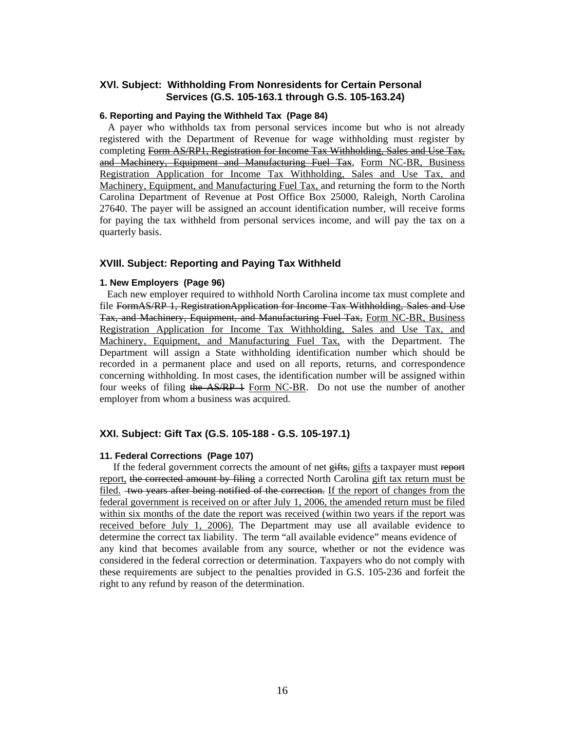### XVI. Subject: Withholding From Nonresidents for Certain Personal Services (G.S. 105-163.1 through G.S. 105-163.24)

#### 6. Reporting and Paying the Withheld Tax (Page 84)

A payer who withholds tax from personal services income but who is not already registered with the Department of Revenue for wage withholding must register by completing ~~Form AS/RP1, Registration for Income Tax Withholding, Sales and Use Tax, and Machinery, Equipment and Manufacturing Fuel Tax~~, <u>Form NC-BR, Business Registration Application for Income Tax Withholding, Sales and Use Tax, and Machinery, Equipment, and Manufacturing Fuel Tax,</u> and returning the form to the North Carolina Department of Revenue at Post Office Box 25000, Raleigh, North Carolina 27640. The payer will be assigned an account identification number, will receive forms for paying the tax withheld from personal services income, and will pay the tax on a quarterly basis.

### XVIII. Subject: Reporting and Paying Tax Withheld

#### 1. New Employers (Page 96)

Each new employer required to withhold North Carolina income tax must complete and file ~~FormAS/RP 1, RegistrationApplication for Income Tax Withholding, Sales and Use Tax, and Machinery, Equipment, and Manufacturing Fuel Tax,~~ <u>Form NC-BR, Business Registration Application for Income Tax Withholding, Sales and Use Tax, and Machinery, Equipment, and Manufacturing Fuel Tax,</u> with the Department. The Department will assign a State withholding identification number which should be recorded in a permanent place and used on all reports, returns, and correspondence concerning withholding. In most cases, the identification number will be assigned within four weeks of filing ~~the AS/RP 1~~ <u>Form NC-BR</u>. Do not use the number of another employer from whom a business was acquired.

### XXI. Subject: Gift Tax (G.S. 105-188 - G.S. 105-197.1)

#### 11. Federal Corrections (Page 107)

If the federal government corrects the amount of net ~~gifts,~~ <u>gifts</u> a taxpayer must ~~report~~ <u>report,</u> ~~the corrected amount by filing~~ a corrected North Carolina <u>gift tax return must be filed.</u> ~~two years after being notified of the correction.~~ <u>If the report of changes from the federal government is received on or after July 1, 2006, the amended return must be filed within six months of the date the report was received (within two years if the report was received before July 1, 2006).</u> The Department may use all available evidence to determine the correct tax liability. The term "all available evidence" means evidence of any kind that becomes available from any source, whether or not the evidence was considered in the federal correction or determination. Taxpayers who do not comply with these requirements are subject to the penalties provided in G.S. 105-236 and forfeit the right to any refund by reason of the determination.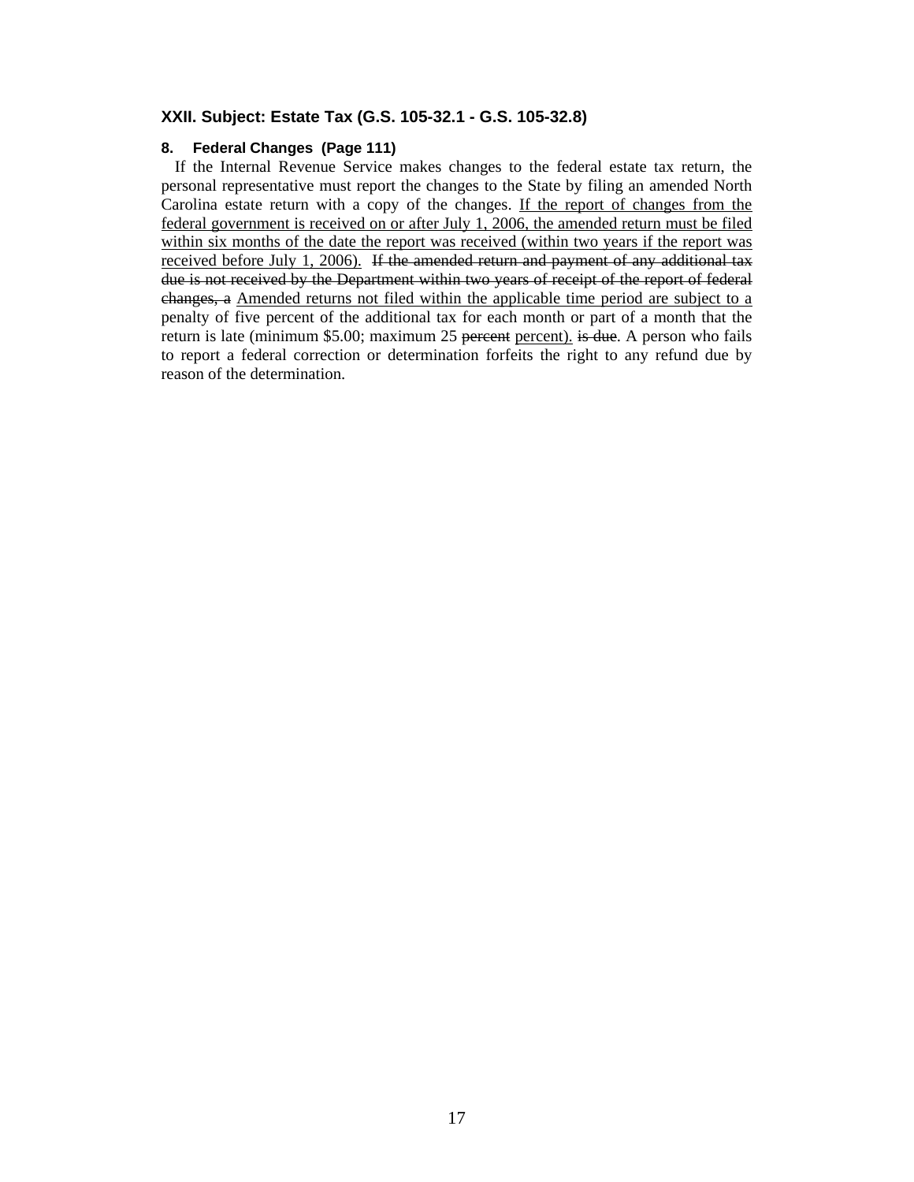### XXII. Subject: Estate Tax (G.S. 105-32.1 - G.S. 105-32.8)

#### 8. Federal Changes (Page 111)

If the Internal Revenue Service makes changes to the federal estate tax return, the personal representative must report the changes to the State by filing an amended North Carolina estate return with a copy of the changes. <u>If the report of changes from the federal government is received on or after July 1, 2006, the amended return must be filed within six months of the date the report was received (within two years if the report was received before July 1, 2006).</u> ~~If the amended return and payment of any additional tax due is not received by the Department within two years of receipt of the report of federal changes, a~~ <u>Amended returns not filed within the applicable time period are subject to a</u> penalty of five percent of the additional tax for each month or part of a month that the return is late (minimum $5.00; maximum 25 ~~percent~~ <u>percent).</u> ~~is due~~. A person who fails to report a federal correction or determination forfeits the right to any refund due by reason of the determination.